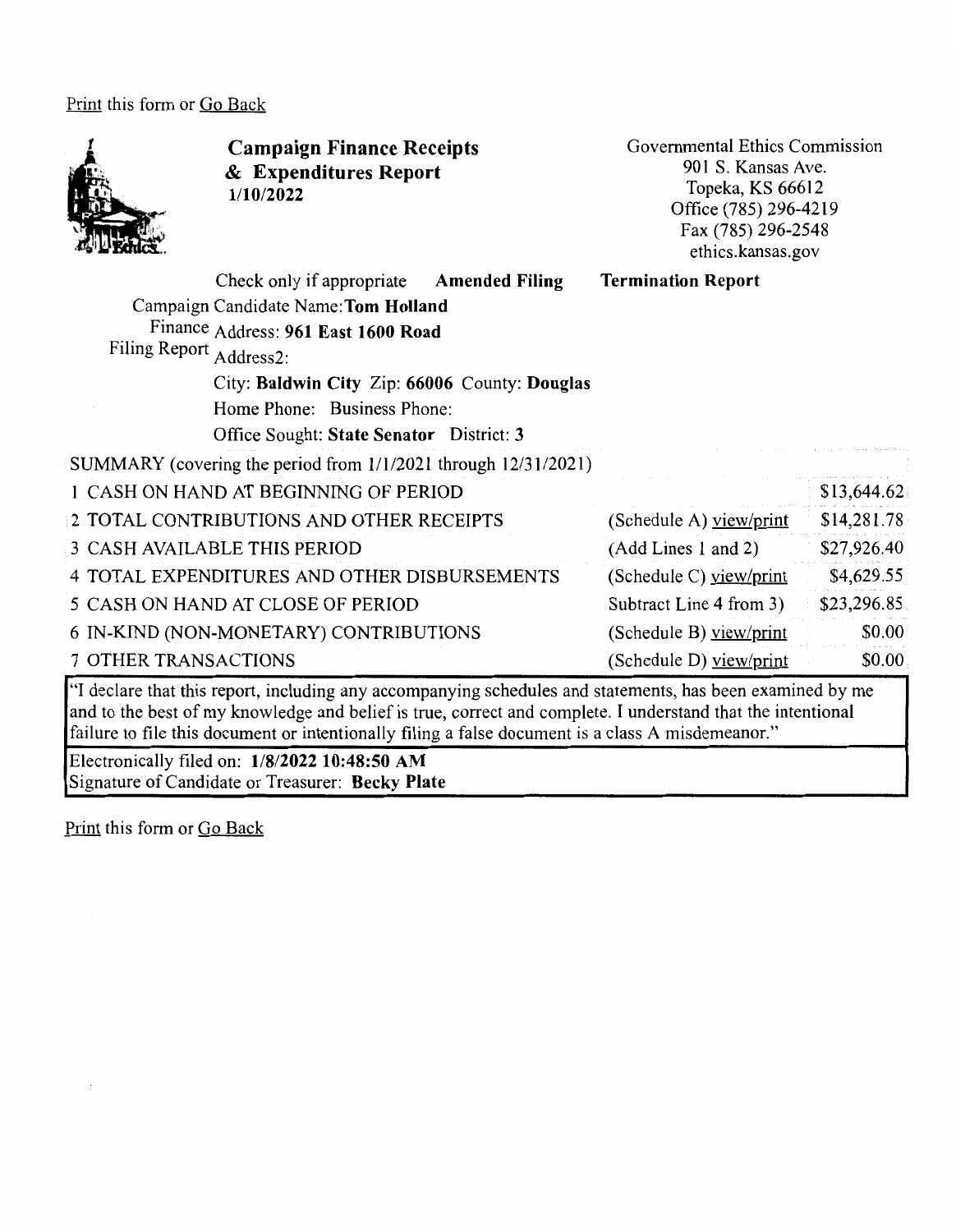Print this form or Go Back

# Campaign Finance Receipts & Expenditures Report

**1/10/2022**

Governmental Ethics Commission
901 S. Kansas Ave.
Topeka, KS 66612
Office (785) 296-4219
Fax (785) 296-2548
ethics.kansas.gov

Check only if appropriate **Amended Filing** **Termination Report**

Campaign Finance Filing Report

Candidate Name: **Tom Holland**
Address: **961 East 1600 Road**
Address2:
City: **Baldwin City** Zip: **66006** County: **Douglas**
Home Phone: Business Phone:
Office Sought: **State Senator** District: **3**

SUMMARY (covering the period from 1/1/2021 through 12/31/2021)

| | | |
|---|---|---|
| 1 CASH ON HAND AT BEGINNING OF PERIOD | | $13,644.62 |
| 2 TOTAL CONTRIBUTIONS AND OTHER RECEIPTS | (Schedule A) view/print | $14,281.78 |
| 3 CASH AVAILABLE THIS PERIOD | (Add Lines 1 and 2) | $27,926.40 |
| 4 TOTAL EXPENDITURES AND OTHER DISBURSEMENTS | (Schedule C) view/print | $4,629.55 |
| 5 CASH ON HAND AT CLOSE OF PERIOD | Subtract Line 4 from 3) | $23,296.85 |
| 6 IN-KIND (NON-MONETARY) CONTRIBUTIONS | (Schedule B) view/print | $0.00 |
| 7 OTHER TRANSACTIONS | (Schedule D) view/print | $0.00 |

"I declare that this report, including any accompanying schedules and statements, has been examined by me and to the best of my knowledge and belief is true, correct and complete. I understand that the intentional failure to file this document or intentionally filing a false document is a class A misdemeanor."

Electronically filed on: **1/8/2022 10:48:50 AM**
Signature of Candidate or Treasurer: **Becky Plate**

Print this form or Go Back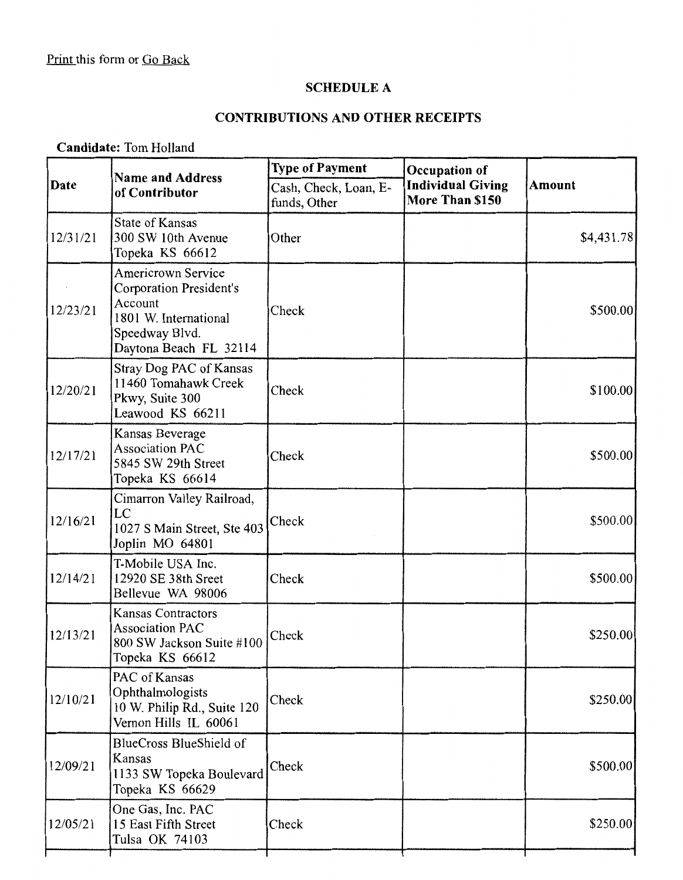Print this form or Go Back

## SCHEDULE A

## CONTRIBUTIONS AND OTHER RECEIPTS

**Candidate:** Tom Holland

| Date | Name and Address of Contributor | Type of Payment | Occupation of Individual Giving More Than $150 | Amount |
|---|---|---|---|---|
| | | Cash, Check, Loan, E-funds, Other | | |
| 12/31/21 | State of Kansas<br>300 SW 10th Avenue<br>Topeka KS 66612 | Other | | $4,431.78 |
| 12/23/21 | Americrown Service Corporation President's Account<br>1801 W. International Speedway Blvd.<br>Daytona Beach FL 32114 | Check | | $500.00 |
| 12/20/21 | Stray Dog PAC of Kansas<br>11460 Tomahawk Creek Pkwy, Suite 300<br>Leawood KS 66211 | Check | | $100.00 |
| 12/17/21 | Kansas Beverage Association PAC<br>5845 SW 29th Street<br>Topeka KS 66614 | Check | | $500.00 |
| 12/16/21 | Cimarron Valley Railroad, LC<br>1027 S Main Street, Ste 403<br>Joplin MO 64801 | Check | | $500.00 |
| 12/14/21 | T-Mobile USA Inc.<br>12920 SE 38th Sreet<br>Bellevue WA 98006 | Check | | $500.00 |
| 12/13/21 | Kansas Contractors Association PAC<br>800 SW Jackson Suite #100<br>Topeka KS 66612 | Check | | $250.00 |
| 12/10/21 | PAC of Kansas Ophthalmologists<br>10 W. Philip Rd., Suite 120<br>Vernon Hills IL 60061 | Check | | $250.00 |
| 12/09/21 | BlueCross BlueShield of Kansas<br>1133 SW Topeka Boulevard<br>Topeka KS 66629 | Check | | $500.00 |
| 12/05/21 | One Gas, Inc. PAC<br>15 East Fifth Street<br>Tulsa OK 74103 | Check | | $250.00 |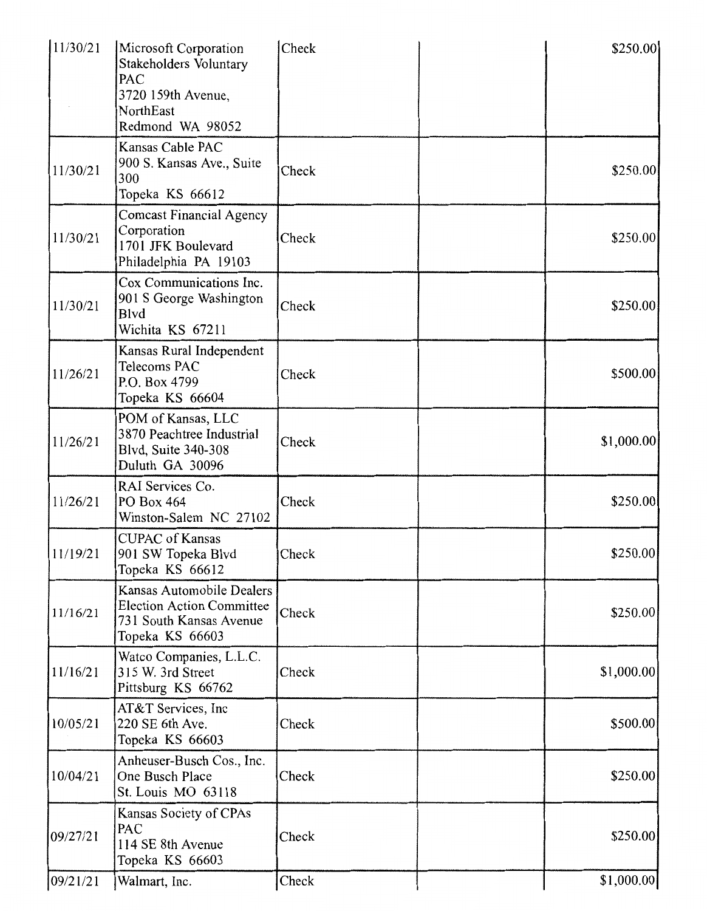| | | | | |
|---|---|---|---|---|
| 11/30/21 | Microsoft Corporation Stakeholders Voluntary PAC<br>3720 159th Avenue, NorthEast<br>Redmond WA 98052 | Check | | $250.00 |
| 11/30/21 | Kansas Cable PAC<br>900 S. Kansas Ave., Suite 300<br>Topeka KS 66612 | Check | | $250.00 |
| 11/30/21 | Comcast Financial Agency Corporation<br>1701 JFK Boulevard<br>Philadelphia PA 19103 | Check | | $250.00 |
| 11/30/21 | Cox Communications Inc.<br>901 S George Washington Blvd<br>Wichita KS 67211 | Check | | $250.00 |
| 11/26/21 | Kansas Rural Independent Telecoms PAC<br>P.O. Box 4799<br>Topeka KS 66604 | Check | | $500.00 |
| 11/26/21 | POM of Kansas, LLC<br>3870 Peachtree Industrial Blvd, Suite 340-308<br>Duluth GA 30096 | Check | | $1,000.00 |
| 11/26/21 | RAI Services Co.<br>PO Box 464<br>Winston-Salem NC 27102 | Check | | $250.00 |
| 11/19/21 | CUPAC of Kansas<br>901 SW Topeka Blvd<br>Topeka KS 66612 | Check | | $250.00 |
| 11/16/21 | Kansas Automobile Dealers Election Action Committee<br>731 South Kansas Avenue<br>Topeka KS 66603 | Check | | $250.00 |
| 11/16/21 | Watco Companies, L.L.C.<br>315 W. 3rd Street<br>Pittsburg KS 66762 | Check | | $1,000.00 |
| 10/05/21 | AT&T Services, Inc<br>220 SE 6th Ave.<br>Topeka KS 66603 | Check | | $500.00 |
| 10/04/21 | Anheuser-Busch Cos., Inc.<br>One Busch Place<br>St. Louis MO 63118 | Check | | $250.00 |
| 09/27/21 | Kansas Society of CPAs PAC<br>114 SE 8th Avenue<br>Topeka KS 66603 | Check | | $250.00 |
| 09/21/21 | Walmart, Inc. | Check | | $1,000.00 |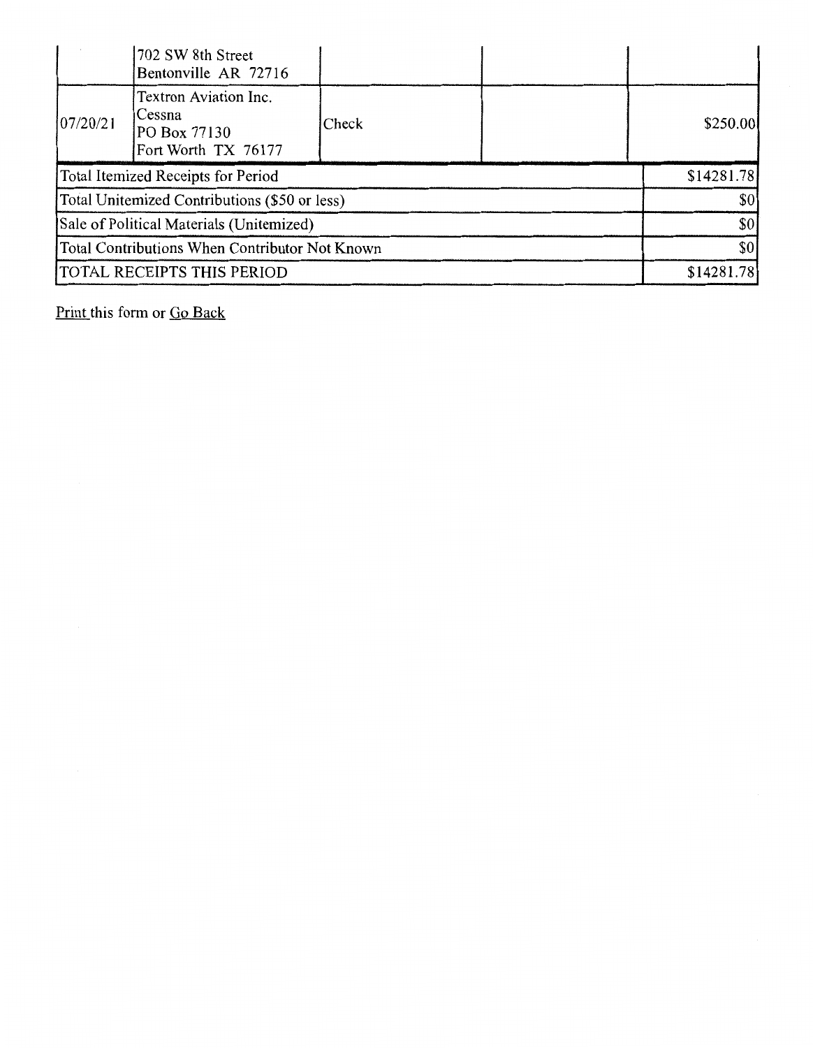| | | | | |
|---|---|---|---|---|
| | 702 SW 8th Street<br>Bentonville AR 72716 | | | |
| 07/20/21 | Textron Aviation Inc.<br>Cessna<br>PO Box 77130<br>Fort Worth TX 76177 | Check | | $250.00 |
| Total Itemized Receipts for Period | | | | $14281.78 |
| Total Unitemized Contributions ($50 or less) | | | | $0 |
| Sale of Political Materials (Unitemized) | | | | $0 |
| Total Contributions When Contributor Not Known | | | | $0 |
| TOTAL RECEIPTS THIS PERIOD | | | | $14281.78 |

Print this form or Go Back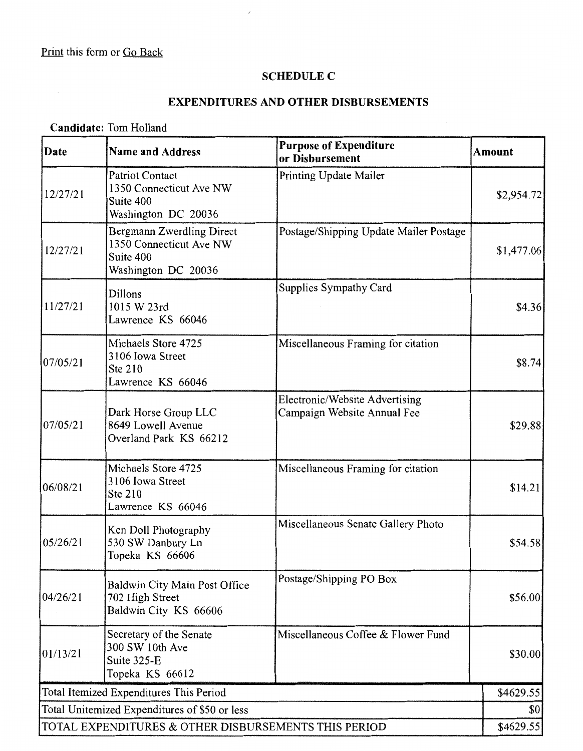Print this form or Go Back

## SCHEDULE C

## EXPENDITURES AND OTHER DISBURSEMENTS

**Candidate:** Tom Holland

| Date | Name and Address | Purpose of Expenditure or Disbursement | Amount |
|---|---|---|---|
| 12/27/21 | Patriot Contact<br>1350 Connecticut Ave NW<br>Suite 400<br>Washington DC 20036 | Printing Update Mailer | $2,954.72 |
| 12/27/21 | Bergmann Zwerdling Direct<br>1350 Connecticut Ave NW<br>Suite 400<br>Washington DC 20036 | Postage/Shipping Update Mailer Postage | $1,477.06 |
| 11/27/21 | Dillons<br>1015 W 23rd<br>Lawrence KS 66046 | Supplies Sympathy Card | $4.36 |
| 07/05/21 | Michaels Store 4725<br>3106 Iowa Street<br>Ste 210<br>Lawrence KS 66046 | Miscellaneous Framing for citation | $8.74 |
| 07/05/21 | Dark Horse Group LLC<br>8649 Lowell Avenue<br>Overland Park KS 66212 | Electronic/Website Advertising Campaign Website Annual Fee | $29.88 |
| 06/08/21 | Michaels Store 4725<br>3106 Iowa Street<br>Ste 210<br>Lawrence KS 66046 | Miscellaneous Framing for citation | $14.21 |
| 05/26/21 | Ken Doll Photography<br>530 SW Danbury Ln<br>Topeka KS 66606 | Miscellaneous Senate Gallery Photo | $54.58 |
| 04/26/21 | Baldwin City Main Post Office<br>702 High Street<br>Baldwin City KS 66606 | Postage/Shipping PO Box | $56.00 |
| 01/13/21 | Secretary of the Senate<br>300 SW 10th Ave<br>Suite 325-E<br>Topeka KS 66612 | Miscellaneous Coffee & Flower Fund | $30.00 |
| Total Itemized Expenditures This Period | | | $4629.55 |
| Total Unitemized Expenditures of $50 or less | | | $0 |
| TOTAL EXPENDITURES & OTHER DISBURSEMENTS THIS PERIOD | | | $4629.55 |